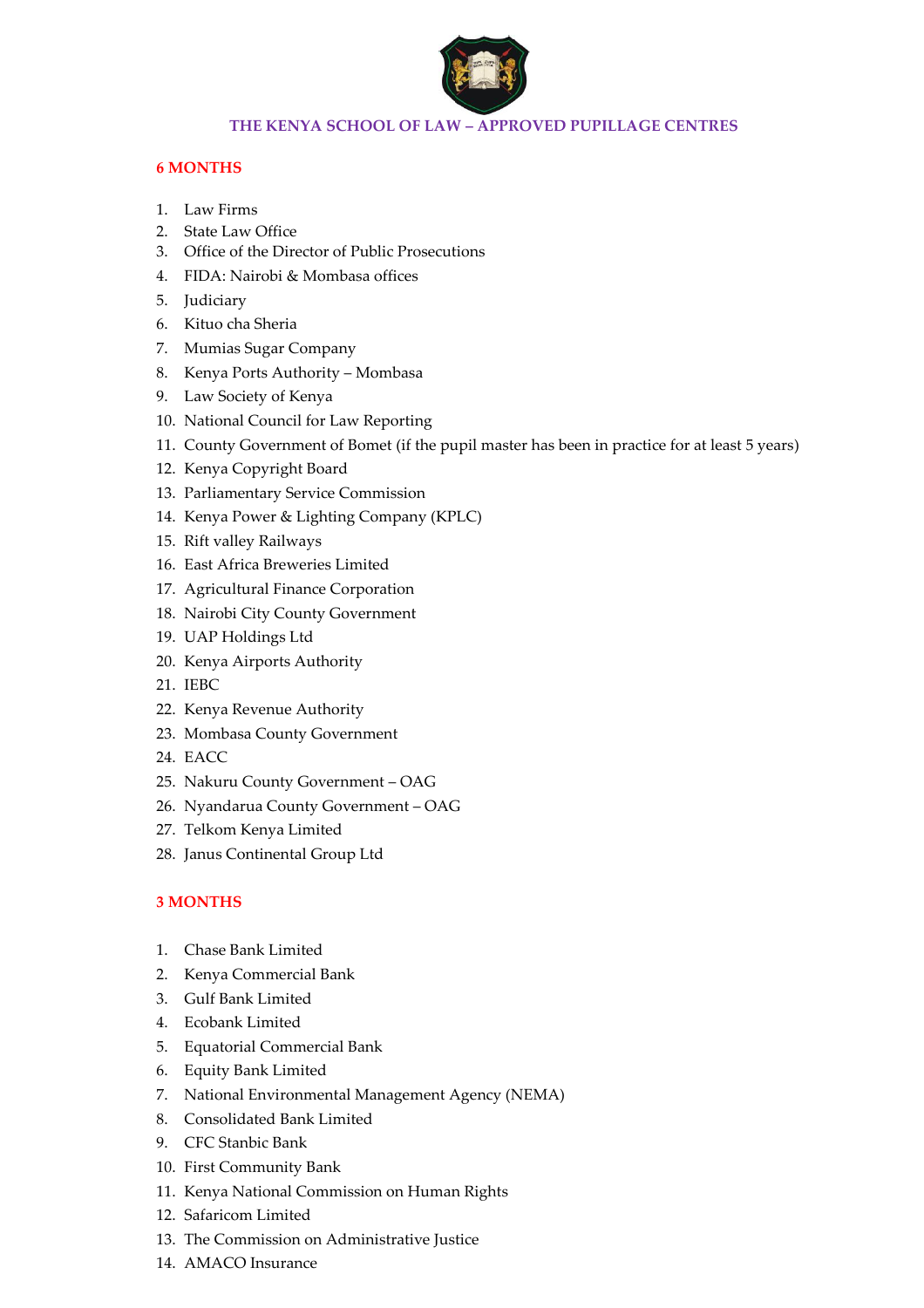# THE KENYA SCHOOL OF LAW – APPROVED PUPILLAGE CENTRES

## 6 MONTHS

1. Law Firms
2. State Law Office
3. Office of the Director of Public Prosecutions
4. FIDA: Nairobi & Mombasa offices
5. Judiciary
6. Kituo cha Sheria
7. Mumias Sugar Company
8. Kenya Ports Authority – Mombasa
9. Law Society of Kenya
10. National Council for Law Reporting
11. County Government of Bomet (if the pupil master has been in practice for at least 5 years)
12. Kenya Copyright Board
13. Parliamentary Service Commission
14. Kenya Power & Lighting Company (KPLC)
15. Rift valley Railways
16. East Africa Breweries Limited
17. Agricultural Finance Corporation
18. Nairobi City County Government
19. UAP Holdings Ltd
20. Kenya Airports Authority
21. IEBC
22. Kenya Revenue Authority
23. Mombasa County Government
24. EACC
25. Nakuru County Government – OAG
26. Nyandarua County Government – OAG
27. Telkom Kenya Limited
28. Janus Continental Group Ltd

## 3 MONTHS

1. Chase Bank Limited
2. Kenya Commercial Bank
3. Gulf Bank Limited
4. Ecobank Limited
5. Equatorial Commercial Bank
6. Equity Bank Limited
7. National Environmental Management Agency (NEMA)
8. Consolidated Bank Limited
9. CFC Stanbic Bank
10. First Community Bank
11. Kenya National Commission on Human Rights
12. Safaricom Limited
13. The Commission on Administrative Justice
14. AMACO Insurance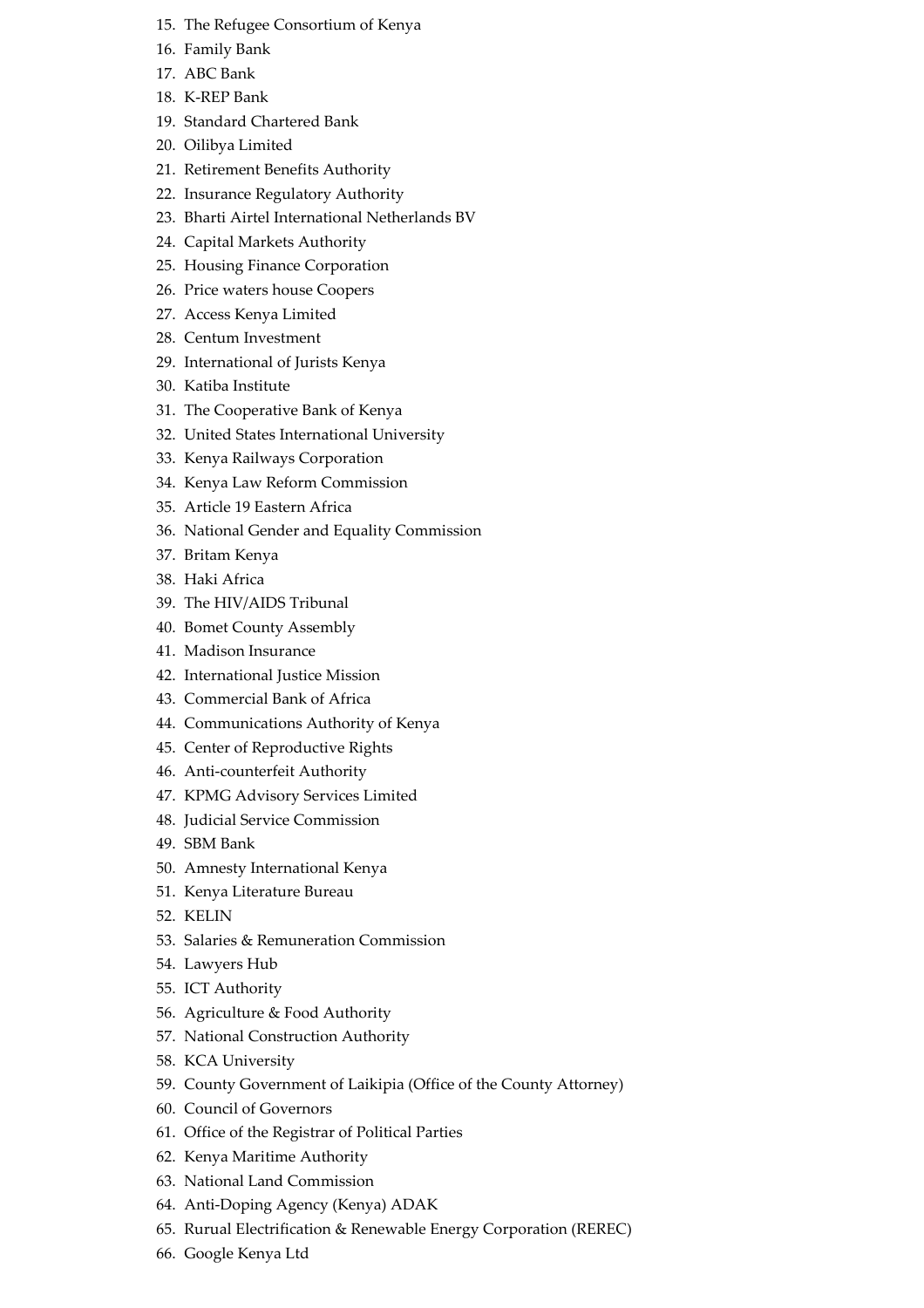15. The Refugee Consortium of Kenya
16. Family Bank
17. ABC Bank
18. K-REP Bank
19. Standard Chartered Bank
20. Oilibya Limited
21. Retirement Benefits Authority
22. Insurance Regulatory Authority
23. Bharti Airtel International Netherlands BV
24. Capital Markets Authority
25. Housing Finance Corporation
26. Price waters house Coopers
27. Access Kenya Limited
28. Centum Investment
29. International of Jurists Kenya
30. Katiba Institute
31. The Cooperative Bank of Kenya
32. United States International University
33. Kenya Railways Corporation
34. Kenya Law Reform Commission
35. Article 19 Eastern Africa
36. National Gender and Equality Commission
37. Britam Kenya
38. Haki Africa
39. The HIV/AIDS Tribunal
40. Bomet County Assembly
41. Madison Insurance
42. International Justice Mission
43. Commercial Bank of Africa
44. Communications Authority of Kenya
45. Center of Reproductive Rights
46. Anti-counterfeit Authority
47. KPMG Advisory Services Limited
48. Judicial Service Commission
49. SBM Bank
50. Amnesty International Kenya
51. Kenya Literature Bureau
52. KELIN
53. Salaries & Remuneration Commission
54. Lawyers Hub
55. ICT Authority
56. Agriculture & Food Authority
57. National Construction Authority
58. KCA University
59. County Government of Laikipia (Office of the County Attorney)
60. Council of Governors
61. Office of the Registrar of Political Parties
62. Kenya Maritime Authority
63. National Land Commission
64. Anti-Doping Agency (Kenya) ADAK
65. Rurual Electrification & Renewable Energy Corporation (REREC)
66. Google Kenya Ltd